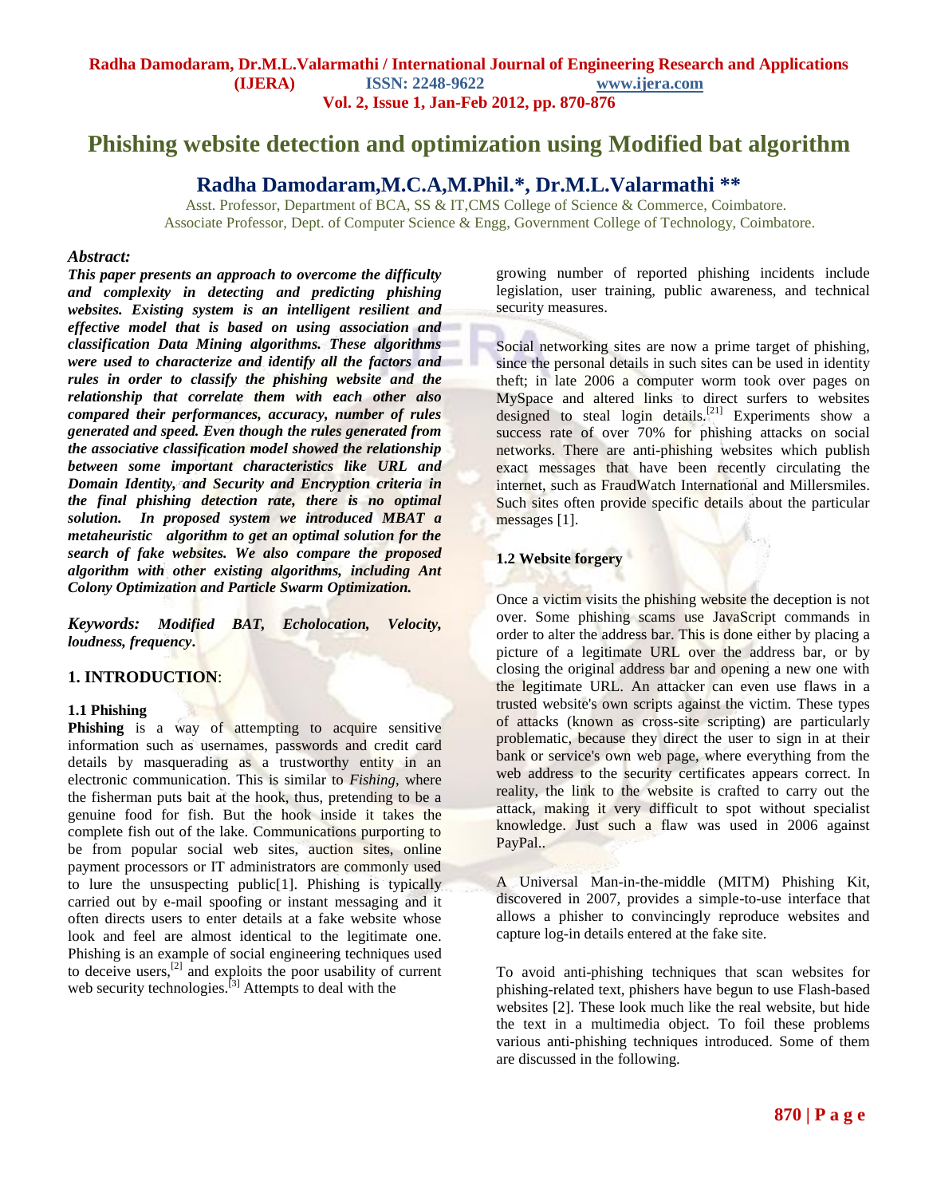# Phishing website detection and optimization using Modified bat algorithm

## Radha Damodaram,M.C.A,M.Phil.*, Dr.M.L.Valarmathi **

Asst. Professor, Department of BCA, SS & IT,CMS College of Science & Commerce, Coimbatore.
Associate Professor, Dept. of Computer Science & Engg, Government College of Technology, Coimbatore.

### *Abstract:*

***This paper presents an approach to overcome the difficulty and complexity in detecting and predicting phishing websites. Existing system is an intelligent resilient and effective model that is based on using association and classification Data Mining algorithms. These algorithms were used to characterize and identify all the factors and rules in order to classify the phishing website and the relationship that correlate them with each other also compared their performances, accuracy, number of rules generated and speed. Even though the rules generated from the associative classification model showed the relationship between some important characteristics like URL and Domain Identity, and Security and Encryption criteria in the final phishing detection rate, there is no optimal solution. In proposed system we introduced MBAT a metaheuristic algorithm to get an optimal solution for the search of fake websites. We also compare the proposed algorithm with other existing algorithms, including Ant Colony Optimization and Particle Swarm Optimization.***

***Keywords:*** ***Modified BAT, Echolocation, Velocity, loudness, frequency.***

## 1. INTRODUCTION:

### 1.1 Phishing

**Phishing** is a way of attempting to acquire sensitive information such as usernames, passwords and credit card details by masquerading as a trustworthy entity in an electronic communication. This is similar to *Fishing*, where the fisherman puts bait at the hook, thus, pretending to be a genuine food for fish. But the hook inside it takes the complete fish out of the lake. Communications purporting to be from popular social web sites, auction sites, online payment processors or IT administrators are commonly used to lure the unsuspecting public[1]. Phishing is typically carried out by e-mail spoofing or instant messaging and it often directs users to enter details at a fake website whose look and feel are almost identical to the legitimate one. Phishing is an example of social engineering techniques used to deceive users,[2] and exploits the poor usability of current web security technologies.[3] Attempts to deal with the growing number of reported phishing incidents include legislation, user training, public awareness, and technical security measures.

Social networking sites are now a prime target of phishing, since the personal details in such sites can be used in identity theft; in late 2006 a computer worm took over pages on MySpace and altered links to direct surfers to websites designed to steal login details.[21] Experiments show a success rate of over 70% for phishing attacks on social networks. There are anti-phishing websites which publish exact messages that have been recently circulating the internet, such as FraudWatch International and Millersmiles. Such sites often provide specific details about the particular messages [1].

### 1.2 Website forgery

Once a victim visits the phishing website the deception is not over. Some phishing scams use JavaScript commands in order to alter the address bar. This is done either by placing a picture of a legitimate URL over the address bar, or by closing the original address bar and opening a new one with the legitimate URL. An attacker can even use flaws in a trusted website's own scripts against the victim. These types of attacks (known as cross-site scripting) are particularly problematic, because they direct the user to sign in at their bank or service's own web page, where everything from the web address to the security certificates appears correct. In reality, the link to the website is crafted to carry out the attack, making it very difficult to spot without specialist knowledge. Just such a flaw was used in 2006 against PayPal..

A Universal Man-in-the-middle (MITM) Phishing Kit, discovered in 2007, provides a simple-to-use interface that allows a phisher to convincingly reproduce websites and capture log-in details entered at the fake site.

To avoid anti-phishing techniques that scan websites for phishing-related text, phishers have begun to use Flash-based websites [2]. These look much like the real website, but hide the text in a multimedia object. To foil these problems various anti-phishing techniques introduced. Some of them are discussed in the following.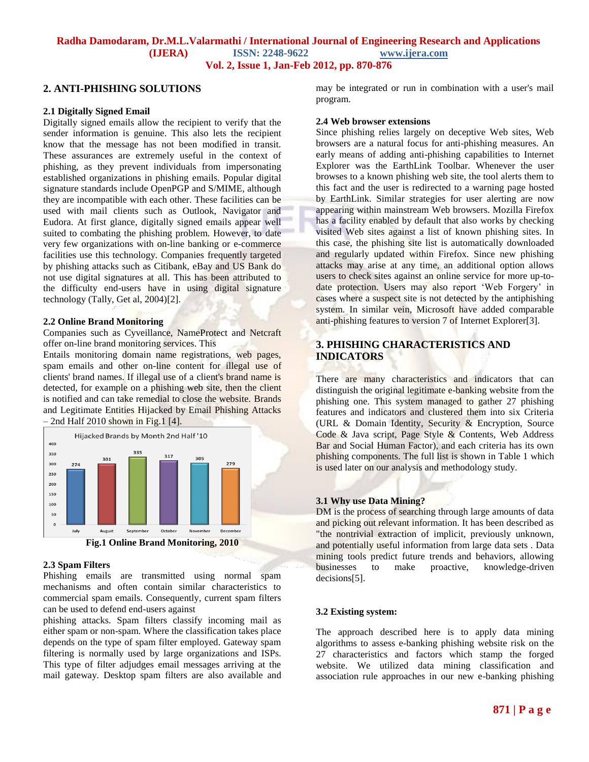## 2. ANTI-PHISHING SOLUTIONS

### 2.1 Digitally Signed Email

Digitally signed emails allow the recipient to verify that the sender information is genuine. This also lets the recipient know that the message has not been modified in transit. These assurances are extremely useful in the context of phishing, as they prevent individuals from impersonating established organizations in phishing emails. Popular digital signature standards include OpenPGP and S/MIME, although they are incompatible with each other. These facilities can be used with mail clients such as Outlook, Navigator and Eudora. At first glance, digitally signed emails appear well suited to combating the phishing problem. However, to date very few organizations with on-line banking or e-commerce facilities use this technology. Companies frequently targeted by phishing attacks such as Citibank, eBay and US Bank do not use digital signatures at all. This has been attributed to the difficulty end-users have in using digital signature technology (Tally, Get al, 2004)[2].

### 2.2 Online Brand Monitoring

Companies such as Cyveillance, NameProtect and Netcraft offer on-line brand monitoring services. This

Entails monitoring domain name registrations, web pages, spam emails and other on-line content for illegal use of clients' brand names. If illegal use of a client's brand name is detected, for example on a phishing web site, then the client is notified and can take remedial to close the website. Brands and Legitimate Entities Hijacked by Email Phishing Attacks – 2nd Half 2010 shown in Fig.1 [4].

Hijacked Brands by Month 2nd Half '10

| Month | Hijacked Brands |
|---|---|
| July | 274 |
| August | 301 |
| September | 335 |
| October | 317 |
| November | 305 |
| December | 279 |

**Fig.1 Online Brand Monitoring, 2010**

### 2.3 Spam Filters

Phishing emails are transmitted using normal spam mechanisms and often contain similar characteristics to commercial spam emails. Consequently, current spam filters can be used to defend end-users against

phishing attacks. Spam filters classify incoming mail as either spam or non-spam. Where the classification takes place depends on the type of spam filter employed. Gateway spam filtering is normally used by large organizations and ISPs. This type of filter adjudges email messages arriving at the mail gateway. Desktop spam filters are also available and may be integrated or run in combination with a user's mail program.

### 2.4 Web browser extensions

Since phishing relies largely on deceptive Web sites, Web browsers are a natural focus for anti-phishing measures. An early means of adding anti-phishing capabilities to Internet Explorer was the EarthLink Toolbar. Whenever the user browses to a known phishing web site, the tool alerts them to this fact and the user is redirected to a warning page hosted by EarthLink. Similar strategies for user alerting are now appearing within mainstream Web browsers. Mozilla Firefox has a facility enabled by default that also works by checking visited Web sites against a list of known phishing sites. In this case, the phishing site list is automatically downloaded and regularly updated within Firefox. Since new phishing attacks may arise at any time, an additional option allows users to check sites against an online service for more up-to-date protection. Users may also report 'Web Forgery' in cases where a suspect site is not detected by the antiphishing system. In similar vein, Microsoft have added comparable anti-phishing features to version 7 of Internet Explorer[3].

## 3. PHISHING CHARACTERISTICS AND INDICATORS

There are many characteristics and indicators that can distinguish the original legitimate e-banking website from the phishing one. This study managed to gather 27 phishing features and indicators and clustered them into six Criteria (URL & Domain Identity, Security & Encryption, Source Code & Java script, Page Style & Contents, Web Address Bar and Social Human Factor), and each criteria has its own phishing components. The full list is shown in Table 1 which is used later on our analysis and methodology study.

### 3.1 Why use Data Mining?

DM is the process of searching through large amounts of data and picking out relevant information. It has been described as "the nontrivial extraction of implicit, previously unknown, and potentially useful information from large data sets . Data mining tools predict future trends and behaviors, allowing businesses to make proactive, knowledge-driven decisions[5].

### 3.2 Existing system:

The approach described here is to apply data mining algorithms to assess e-banking phishing website risk on the 27 characteristics and factors which stamp the forged website. We utilized data mining classification and association rule approaches in our new e-banking phishing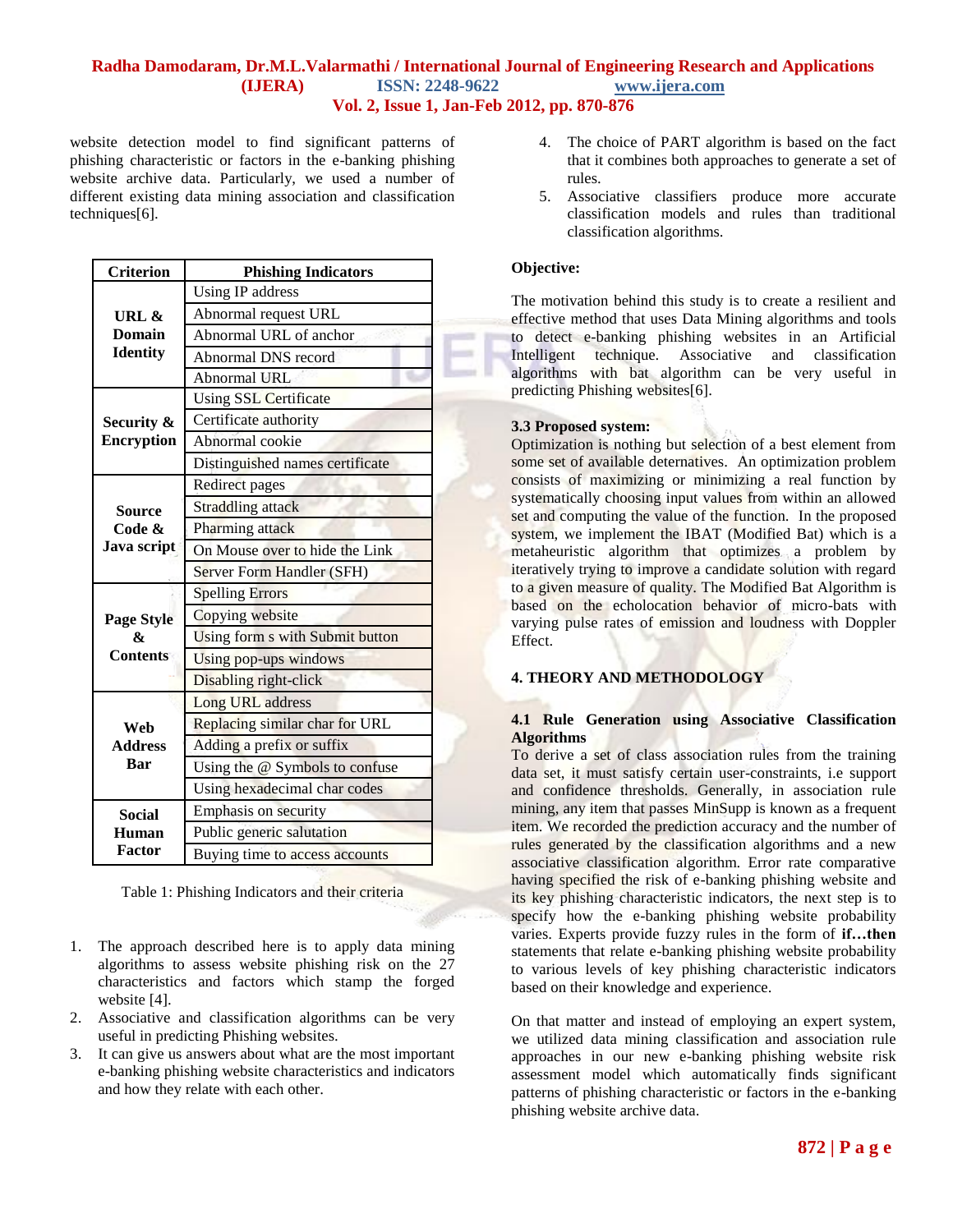website detection model to find significant patterns of phishing characteristic or factors in the e-banking phishing website archive data. Particularly, we used a number of different existing data mining association and classification techniques[6].

| Criterion | Phishing Indicators |
|---|---|
| URL & Domain Identity | Using IP address |
| | Abnormal request URL |
| | Abnormal URL of anchor |
| | Abnormal DNS record |
| | Abnormal URL |
| Security & Encryption | Using SSL Certificate |
| | Certificate authority |
| | Abnormal cookie |
| | Distinguished names certificate |
| Source Code & Java script | Redirect pages |
| | Straddling attack |
| | Pharming attack |
| | On Mouse over to hide the Link |
| | Server Form Handler (SFH) |
| Page Style & Contents | Spelling Errors |
| | Copying website |
| | Using form s with Submit button |
| | Using pop-ups windows |
| | Disabling right-click |
| Web Address Bar | Long URL address |
| | Replacing similar char for URL |
| | Adding a prefix or suffix |
| | Using the @ Symbols to confuse |
| | Using hexadecimal char codes |
| Social Human Factor | Emphasis on security |
| | Public generic salutation |
| | Buying time to access accounts |

Table 1: Phishing Indicators and their criteria

1. The approach described here is to apply data mining algorithms to assess website phishing risk on the 27 characteristics and factors which stamp the forged website [4].
2. Associative and classification algorithms can be very useful in predicting Phishing websites.
3. It can give us answers about what are the most important e-banking phishing website characteristics and indicators and how they relate with each other.
4. The choice of PART algorithm is based on the fact that it combines both approaches to generate a set of rules.
5. Associative classifiers produce more accurate classification models and rules than traditional classification algorithms.

**Objective:**

The motivation behind this study is to create a resilient and effective method that uses Data Mining algorithms and tools to detect e-banking phishing websites in an Artificial Intelligent technique. Associative and classification algorithms with bat algorithm can be very useful in predicting Phishing websites[6].

**3.3 Proposed system:**

Optimization is nothing but selection of a best element from some set of available deternatives. An optimization problem consists of maximizing or minimizing a real function by systematically choosing input values from within an allowed set and computing the value of the function. In the proposed system, we implement the IBAT (Modified Bat) which is a metaheuristic algorithm that optimizes a problem by iteratively trying to improve a candidate solution with regard to a given measure of quality. The Modified Bat Algorithm is based on the echolocation behavior of micro-bats with varying pulse rates of emission and loudness with Doppler Effect.

## 4. THEORY AND METHODOLOGY

### 4.1 Rule Generation using Associative Classification Algorithms

To derive a set of class association rules from the training data set, it must satisfy certain user-constraints, i.e support and confidence thresholds. Generally, in association rule mining, any item that passes MinSupp is known as a frequent item. We recorded the prediction accuracy and the number of rules generated by the classification algorithms and a new associative classification algorithm. Error rate comparative having specified the risk of e-banking phishing website and its key phishing characteristic indicators, the next step is to specify how the e-banking phishing website probability varies. Experts provide fuzzy rules in the form of **if…then** statements that relate e-banking phishing website probability to various levels of key phishing characteristic indicators based on their knowledge and experience.

On that matter and instead of employing an expert system, we utilized data mining classification and association rule approaches in our new e-banking phishing website risk assessment model which automatically finds significant patterns of phishing characteristic or factors in the e-banking phishing website archive data.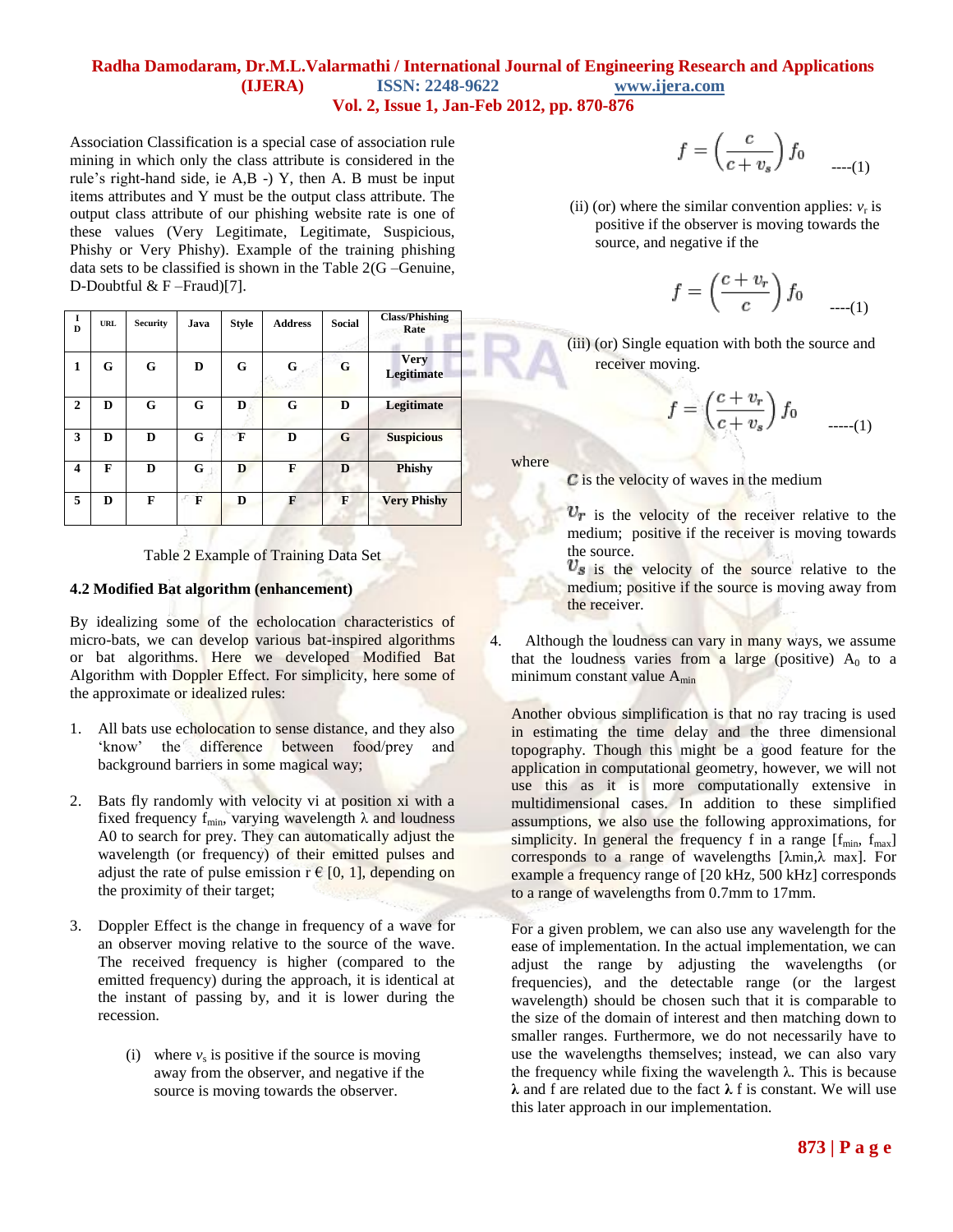Association Classification is a special case of association rule mining in which only the class attribute is considered in the rule's right-hand side, ie A,B -) Y, then A. B must be input items attributes and Y must be the output class attribute. The output class attribute of our phishing website rate is one of these values (Very Legitimate, Legitimate, Suspicious, Phishy or Very Phishy). Example of the training phishing data sets to be classified is shown in the Table 2(G –Genuine, D-Doubtful & F –Fraud)[7].

| ID | URL | Security | Java | Style | Address | Social | Class/Phishing Rate |
|---|---|---|---|---|---|---|---|
| 1 | G | G | D | G | G | G | Very Legitimate |
| 2 | D | G | G | D | G | D | Legitimate |
| 3 | D | D | G | F | D | G | Suspicious |
| 4 | F | D | G | D | F | D | Phishy |
| 5 | D | F | F | D | F | F | Very Phishy |

Table 2 Example of Training Data Set

### 4.2 Modified Bat algorithm (enhancement)

By idealizing some of the echolocation characteristics of micro-bats, we can develop various bat-inspired algorithms or bat algorithms. Here we developed Modified Bat Algorithm with Doppler Effect. For simplicity, here some of the approximate or idealized rules:

1. All bats use echolocation to sense distance, and they also 'know' the difference between food/prey and background barriers in some magical way;

2. Bats fly randomly with velocity vi at position xi with a fixed frequency $f_{min}$, varying wavelength $\lambda$ and loudness A0 to search for prey. They can automatically adjust the wavelength (or frequency) of their emitted pulses and adjust the rate of pulse emission r € [0, 1], depending on the proximity of their target;

3. Doppler Effect is the change in frequency of a wave for an observer moving relative to the source of the wave. The received frequency is higher (compared to the emitted frequency) during the approach, it is identical at the instant of passing by, and it is lower during the recession.

   (i) where $v_s$ is positive if the source is moving away from the observer, and negative if the source is moving towards the observer.

$$f = \left(\frac{c}{c + v_s}\right) f_0 \qquad \text{----(1)}$$

   (ii) (or) where the similar convention applies: $v_r$ is positive if the observer is moving towards the source, and negative if the

$$f = \left(\frac{c + v_r}{c}\right) f_0 \qquad \text{----(1)}$$

   (iii) (or) Single equation with both the source and receiver moving.

$$f = \left(\frac{c + v_r}{c + v_s}\right) f_0 \qquad \text{-----(1)}$$

where

$c$ is the velocity of waves in the medium

$v_r$ is the velocity of the receiver relative to the medium; positive if the receiver is moving towards the source.

$v_s$ is the velocity of the source relative to the medium; positive if the source is moving away from the receiver.

4. Although the loudness can vary in many ways, we assume that the loudness varies from a large (positive) $A_0$ to a minimum constant value $A_{min}$

Another obvious simplification is that no ray tracing is used in estimating the time delay and the three dimensional topography. Though this might be a good feature for the application in computational geometry, however, we will not use this as it is more computationally extensive in multidimensional cases. In addition to these simplified assumptions, we also use the following approximations, for simplicity. In general the frequency f in a range [$f_{min}$, $f_{max}$] corresponds to a range of wavelengths [$\lambda_{min}$, $\lambda_{max}$]. For example a frequency range of [20 kHz, 500 kHz] corresponds to a range of wavelengths from 0.7mm to 17mm.

For a given problem, we can also use any wavelength for the ease of implementation. In the actual implementation, we can adjust the range by adjusting the wavelengths (or frequencies), and the detectable range (or the largest wavelength) should be chosen such that it is comparable to the size of the domain of interest and then matching down to smaller ranges. Furthermore, we do not necessarily have to use the wavelengths themselves; instead, we can also vary the frequency while fixing the wavelength $\lambda$. This is because $\lambda$ and f are related due to the fact $\lambda$ f is constant. We will use this later approach in our implementation.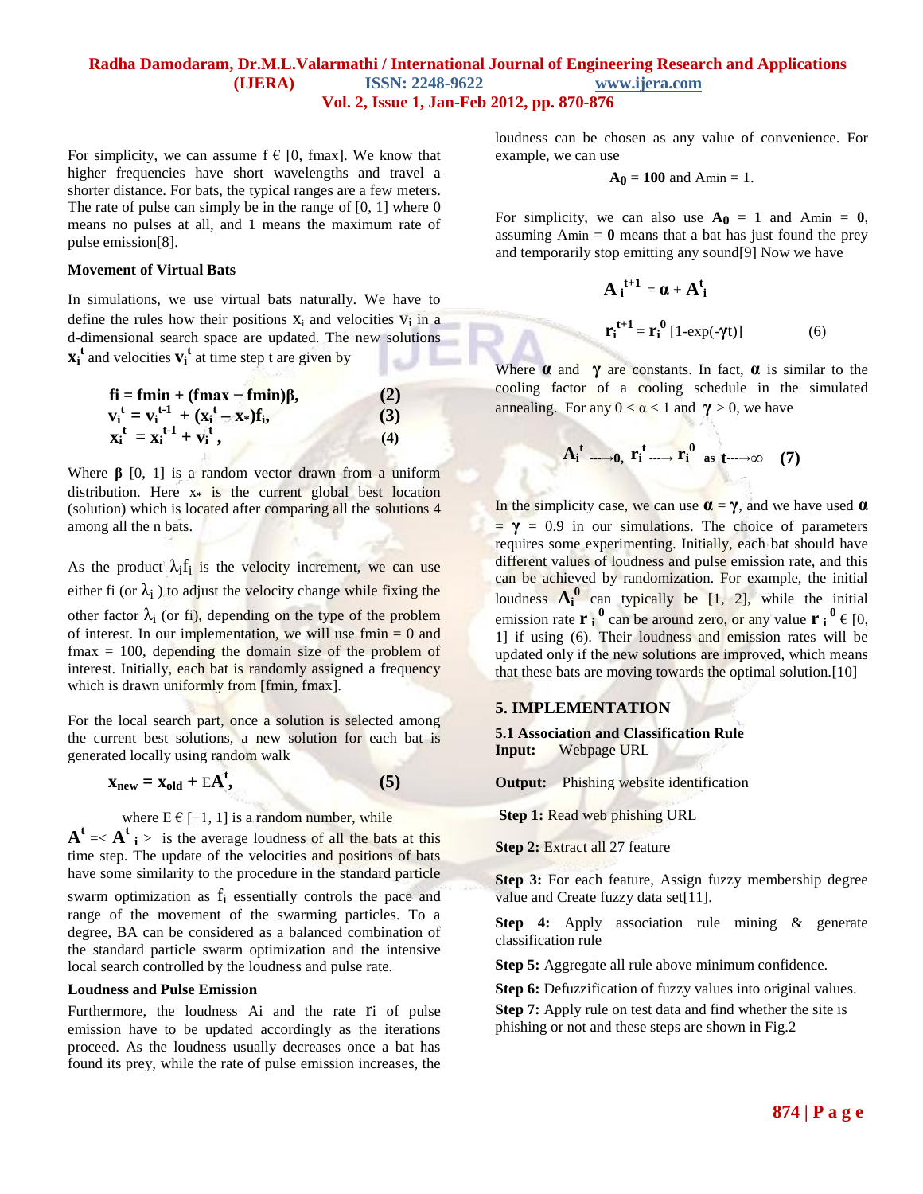For simplicity, we can assume f € [0, fmax]. We know that higher frequencies have short wavelengths and travel a shorter distance. For bats, the typical ranges are a few meters. The rate of pulse can simply be in the range of [0, 1] where 0 means no pulses at all, and 1 means the maximum rate of pulse emission[8].

**Movement of Virtual Bats**

In simulations, we use virtual bats naturally. We have to define the rules how their positions $x_i$ and velocities $v_i$ in a d-dimensional search space are updated. The new solutions $\mathbf{x_i^t}$ and velocities $\mathbf{v_i^t}$ at time step t are given by

$$f_i = f_{min} + (f_{max} - f_{min})\beta, \quad (2)$$

$$v_i^t = v_i^{t-1} + (x_i^t - x_*)f_i, \quad (3)$$

$$x_i^t = x_i^{t-1} + v_i^t, \quad (4)$$

Where **β** [0, 1] is a random vector drawn from a uniform distribution. Here $x_*$ is the current global best location (solution) which is located after comparing all the solutions 4 among all the n bats.

As the product $\lambda_i f_i$ is the velocity increment, we can use either fi (or $\lambda_i$ ) to adjust the velocity change while fixing the other factor $\lambda_i$ (or fi), depending on the type of the problem of interest. In our implementation, we will use fmin = 0 and fmax = 100, depending the domain size of the problem of interest. Initially, each bat is randomly assigned a frequency which is drawn uniformly from [fmin, fmax].

For the local search part, once a solution is selected among the current best solutions, a new solution for each bat is generated locally using random walk

$$x_{new} = x_{old} + EA^t, \quad (5)$$

where E € [−1, 1] is a random number, while $\mathbf{A^t} = < \mathbf{A^t}_i >$ is the average loudness of all the bats at this time step. The update of the velocities and positions of bats have some similarity to the procedure in the standard particle swarm optimization as $f_i$ essentially controls the pace and range of the movement of the swarming particles. To a degree, BA can be considered as a balanced combination of the standard particle swarm optimization and the intensive local search controlled by the loudness and pulse rate.

**Loudness and Pulse Emission**

Furthermore, the loudness Ai and the rate ri of pulse emission have to be updated accordingly as the iterations proceed. As the loudness usually decreases once a bat has found its prey, while the rate of pulse emission increases, the loudness can be chosen as any value of convenience. For example, we can use

$$\mathbf{A_0} = \mathbf{100} \text{ and } A_{min} = 1.$$

For simplicity, we can also use $\mathbf{A_0}$ = 1 and Amin = **0**, assuming Amin = **0** means that a bat has just found the prey and temporarily stop emitting any sound[9] Now we have

$$A_i^{t+1} = \alpha + A_i^t$$

$$r_i^{t+1} = r_i^0 [1-\exp(-\gamma t)] \quad (6)$$

Where **α** and **γ** are constants. In fact, **α** is similar to the cooling factor of a cooling schedule in the simulated annealing. For any 0 < α < 1 and **γ** > 0, we have

$$A_i^t \rightarrow 0, \; r_i^t \rightarrow r_i^0 \text{ as } t \rightarrow \infty \quad (7)$$

In the simplicity case, we can use **α** = **γ**, and we have used **α** = **γ** = 0.9 in our simulations. The choice of parameters requires some experimenting. Initially, each bat should have different values of loudness and pulse emission rate, and this can be achieved by randomization. For example, the initial loudness $\mathbf{A_i^0}$ can typically be [1, 2], while the initial emission rate $\mathbf{r_i^0}$ can be around zero, or any value $\mathbf{r_i^0}$ € [0, 1] if using (6). Their loudness and emission rates will be updated only if the new solutions are improved, which means that these bats are moving towards the optimal solution.[10]

## 5. IMPLEMENTATION

### 5.1 Association and Classification Rule

**Input:** Webpage URL

**Output:** Phishing website identification

**Step 1:** Read web phishing URL

**Step 2:** Extract all 27 feature

**Step 3:** For each feature, Assign fuzzy membership degree value and Create fuzzy data set[11].

**Step 4:** Apply association rule mining & generate classification rule

**Step 5:** Aggregate all rule above minimum confidence.

**Step 6:** Defuzzification of fuzzy values into original values.

**Step 7:** Apply rule on test data and find whether the site is phishing or not and these steps are shown in Fig.2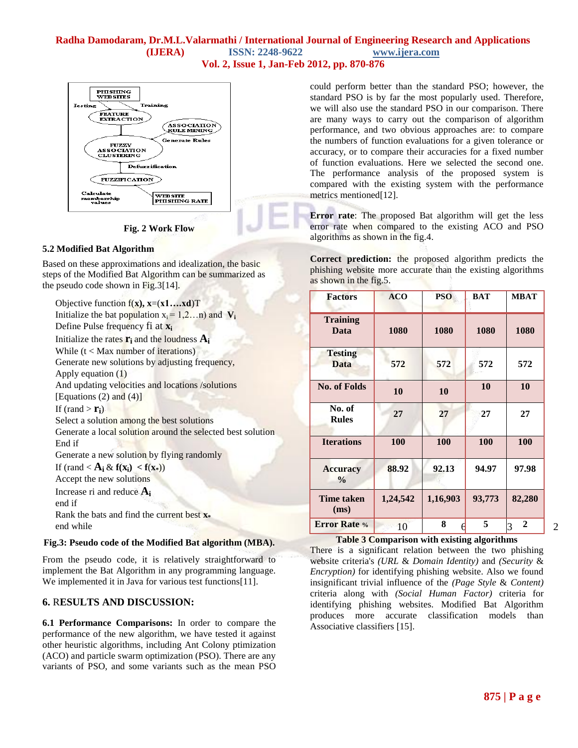Fig. 2 Work Flow

### 5.2 Modified Bat Algorithm

Based on these approximations and idealization, the basic steps of the Modified Bat Algorithm can be summarized as the pseudo code shown in Fig.3[14].

```
Objective function f(x), x=(x1….xd)T
Initialize the bat population xi = 1,2…n) and Vi
Define Pulse frequency fi at xi
Initialize the rates ri and the loudness Ai
While (t < Max number of iterations)
Generate new solutions by adjusting frequency,
Apply equation (1)
And updating velocities and locations /solutions
[Equations (2) and (4)]
If (rand > ri)
Select a solution among the best solutions
Generate a local solution around the selected best solution
End if
Generate a new solution by flying randomly
If (rand < Ai & f(xi) < f(x*))
Accept the new solutions
Increase ri and reduce Ai
end if
Rank the bats and find the current best x*
end while
```

**Fig.3: Pseudo code of the Modified Bat algorithm (MBA).**

From the pseudo code, it is relatively straightforward to implement the Bat Algorithm in any programming language. We implemented it in Java for various test functions[11].

## 6. RESULTS AND DISCUSSION:

**6.1 Performance Comparisons:** In order to compare the performance of the new algorithm, we have tested it against other heuristic algorithms, including Ant Colony ptimization (ACO) and particle swarm optimization (PSO). There are any variants of PSO, and some variants such as the mean PSO could perform better than the standard PSO; however, the standard PSO is by far the most popularly used. Therefore, we will also use the standard PSO in our comparison. There are many ways to carry out the comparison of algorithm performance, and two obvious approaches are: to compare the numbers of function evaluations for a given tolerance or accuracy, or to compare their accuracies for a fixed number of function evaluations. Here we selected the second one. The performance analysis of the proposed system is compared with the existing system with the performance metrics mentioned[12].

**Error rate**: The proposed Bat algorithm will get the less error rate when compared to the existing ACO and PSO algorithms as shown in the fig.4.

**Correct prediction:** the proposed algorithm predicts the phishing website more accurate than the existing algorithms as shown in the fig.5.

| Factors | ACO | PSO | BAT | MBAT |
|---|---|---|---|---|
| Training Data | 1080 | 1080 | 1080 | 1080 |
| Testing Data | 572 | 572 | 572 | 572 |
| No. of Folds | 10 | 10 | 10 | 10 |
| No. of Rules | 27 | 27 | 27 | 27 |
| Iterations | 100 | 100 | 100 | 100 |
| Accuracy % | 88.92 | 92.13 | 94.97 | 97.98 |
| Time taken (ms) | 1,24,542 | 1,16,903 | 93,773 | 82,280 |
| Error Rate % | 10 | 8 6 | 5 | 3 2 |

**Table 3 Comparison with existing algorithms**

There is a significant relation between the two phishing website criteria's *(URL & Domain Identity)* and *(Security & Encryption)* for identifying phishing website. Also we found insignificant trivial influence of the *(Page Style & Content)* criteria along with *(Social Human Factor)* criteria for identifying phishing websites. Modified Bat Algorithm produces more accurate classification models than Associative classifiers [15].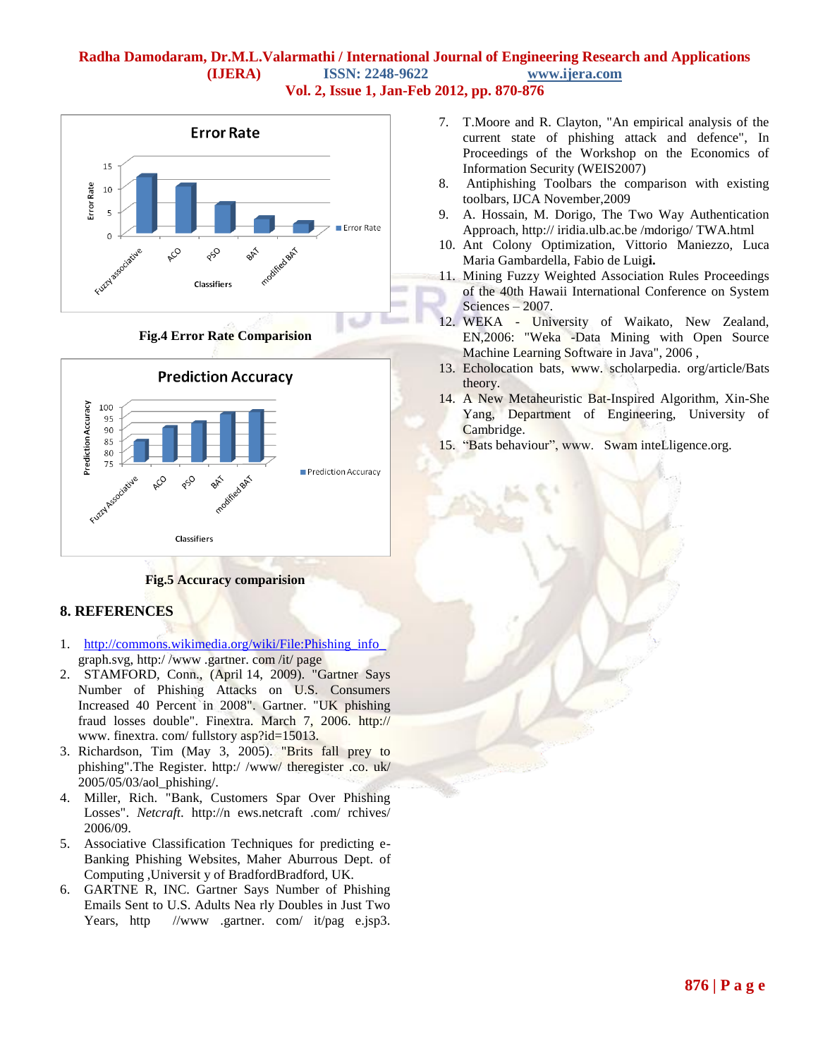Error Rate

Error Rate

15
10
5
0

Fuzzy associative
ACO
PSO
BAT
modified BAT

Classifiers

Error Rate

**Fig.4 Error Rate Comparision**

Prediction Accuracy

Prediction Accuracy

100
95
90
85
80
75

Fuzzy Associative
ACO
PSO
BAT
modified BAT

Classifiers

Prediction Accuracy

**Fig.5 Accuracy comparision**

## 8. REFERENCES

1. http://commons.wikimedia.org/wiki/File:Phishing_info_graph.svg, http:/ /www .gartner. com /it/ page
2. STAMFORD, Conn., (April 14, 2009). "Gartner Says Number of Phishing Attacks on U.S. Consumers Increased 40 Percent in 2008". Gartner. "UK phishing fraud losses double". Finextra. March 7, 2006. http:// www. finextra. com/ fullstory asp?id=15013.
3. Richardson, Tim (May 3, 2005). "Brits fall prey to phishing".The Register. http:/ /www/ theregister .co. uk/ 2005/05/03/aol_phishing/.
4. Miller, Rich. "Bank, Customers Spar Over Phishing Losses". *Netcraft*. http://n ews.netcraft .com/ rchives/ 2006/09.
5. Associative Classification Techniques for predicting e-Banking Phishing Websites, Maher Aburrous Dept. of Computing ,Universit y of BradfordBradford, UK.
6. GARTNE R, INC. Gartner Says Number of Phishing Emails Sent to U.S. Adults Nea rly Doubles in Just Two Years, http //www .gartner. com/ it/pag e.jsp3.
7. T.Moore and R. Clayton, "An empirical analysis of the current state of phishing attack and defence", In Proceedings of the Workshop on the Economics of Information Security (WEIS2007)
8. Antiphishing Toolbars the comparison with existing toolbars, IJCA November,2009
9. A. Hossain, M. Dorigo, The Two Way Authentication Approach, http:// iridia.ulb.ac.be /mdorigo/ TWA.html
10. Ant Colony Optimization, Vittorio Maniezzo, Luca Maria Gambardella, Fabio de Luigi**.**
11. Mining Fuzzy Weighted Association Rules Proceedings of the 40th Hawaii International Conference on System Sciences – 2007.
12. WEKA - University of Waikato, New Zealand, EN,2006: "Weka -Data Mining with Open Source Machine Learning Software in Java", 2006 ,
13. Echolocation bats, www. scholarpedia. org/article/Bats theory.
14. A New Metaheuristic Bat-Inspired Algorithm, Xin-She Yang, Department of Engineering, University of Cambridge.
15. "Bats behaviour", www. Swam inteLligence.org.